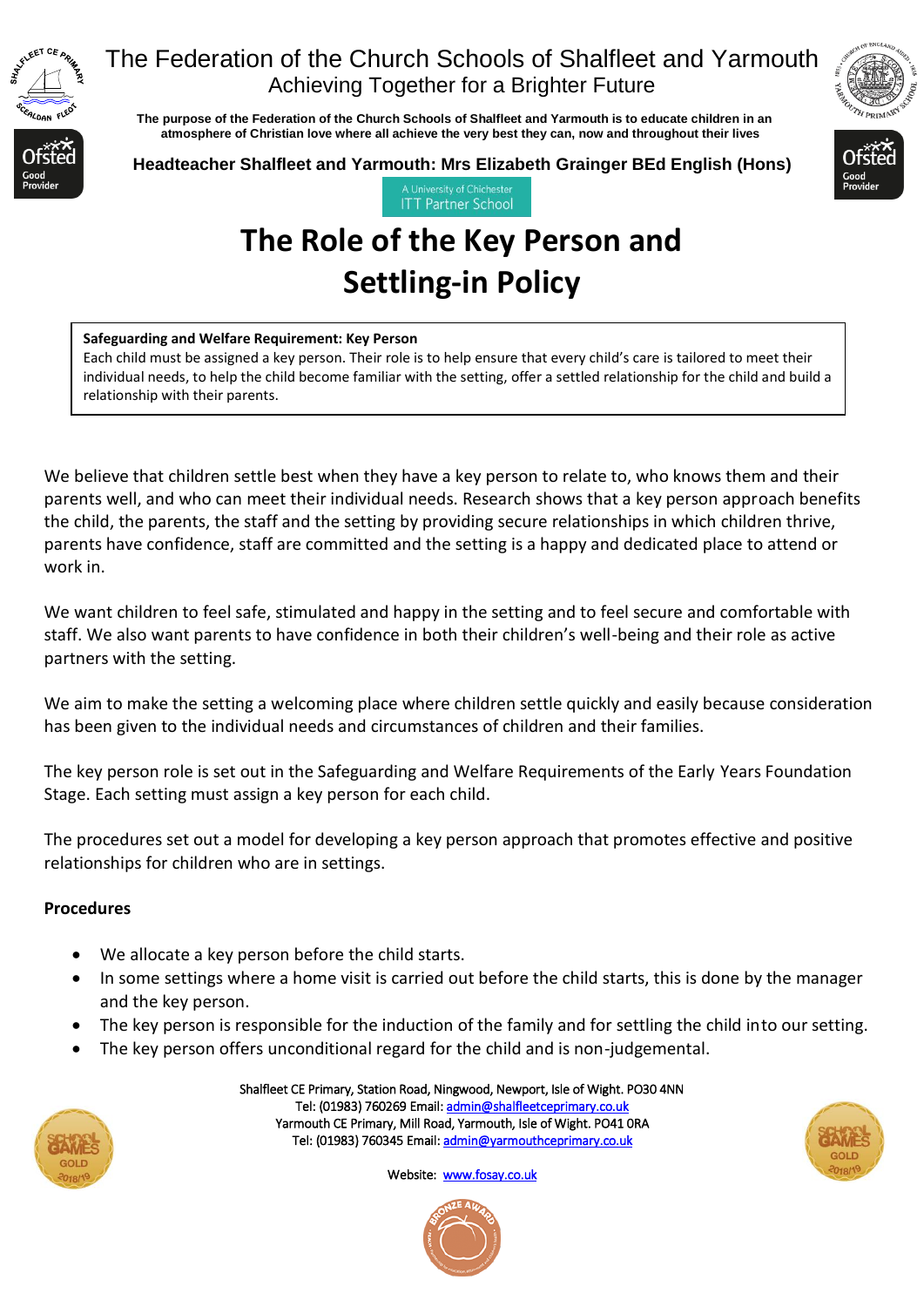# The Federation of the Church Schools of Shalfleet and Yarmouth

Achieving Together for a Brighter Future

**The purpose of the Federation of the Church Schools of Shalfleet and Yarmouth is to educate children in an atmosphere of Christian love where all achieve the very best they can, now and throughout their lives**

**Headteacher Shalfleet and Yarmouth: Mrs Elizabeth Grainger BEd English (Hons)**

A University of Chichester ITT Partner School

# The Role of the Key Person and Settling-in Policy

**Safeguarding and Welfare Requirement: Key Person**
Each child must be assigned a key person. Their role is to help ensure that every child's care is tailored to meet their individual needs, to help the child become familiar with the setting, offer a settled relationship for the child and build a relationship with their parents.

We believe that children settle best when they have a key person to relate to, who knows them and their parents well, and who can meet their individual needs. Research shows that a key person approach benefits the child, the parents, the staff and the setting by providing secure relationships in which children thrive, parents have confidence, staff are committed and the setting is a happy and dedicated place to attend or work in.

We want children to feel safe, stimulated and happy in the setting and to feel secure and comfortable with staff. We also want parents to have confidence in both their children's well-being and their role as active partners with the setting.

We aim to make the setting a welcoming place where children settle quickly and easily because consideration has been given to the individual needs and circumstances of children and their families.

The key person role is set out in the Safeguarding and Welfare Requirements of the Early Years Foundation Stage. Each setting must assign a key person for each child.

The procedures set out a model for developing a key person approach that promotes effective and positive relationships for children who are in settings.

**Procedures**

- We allocate a key person before the child starts.
- In some settings where a home visit is carried out before the child starts, this is done by the manager and the key person.
- The key person is responsible for the induction of the family and for settling the child into our setting.
- The key person offers unconditional regard for the child and is non-judgemental.

Shalfleet CE Primary, Station Road, Ningwood, Newport, Isle of Wight. PO30 4NN
Tel: (01983) 760269 Email: admin@shalfleetceprimary.co.uk
Yarmouth CE Primary, Mill Road, Yarmouth, Isle of Wight. PO41 0RA
Tel: (01983) 760345 Email: admin@yarmouthceprimary.co.uk

Website: www.fosay.co.uk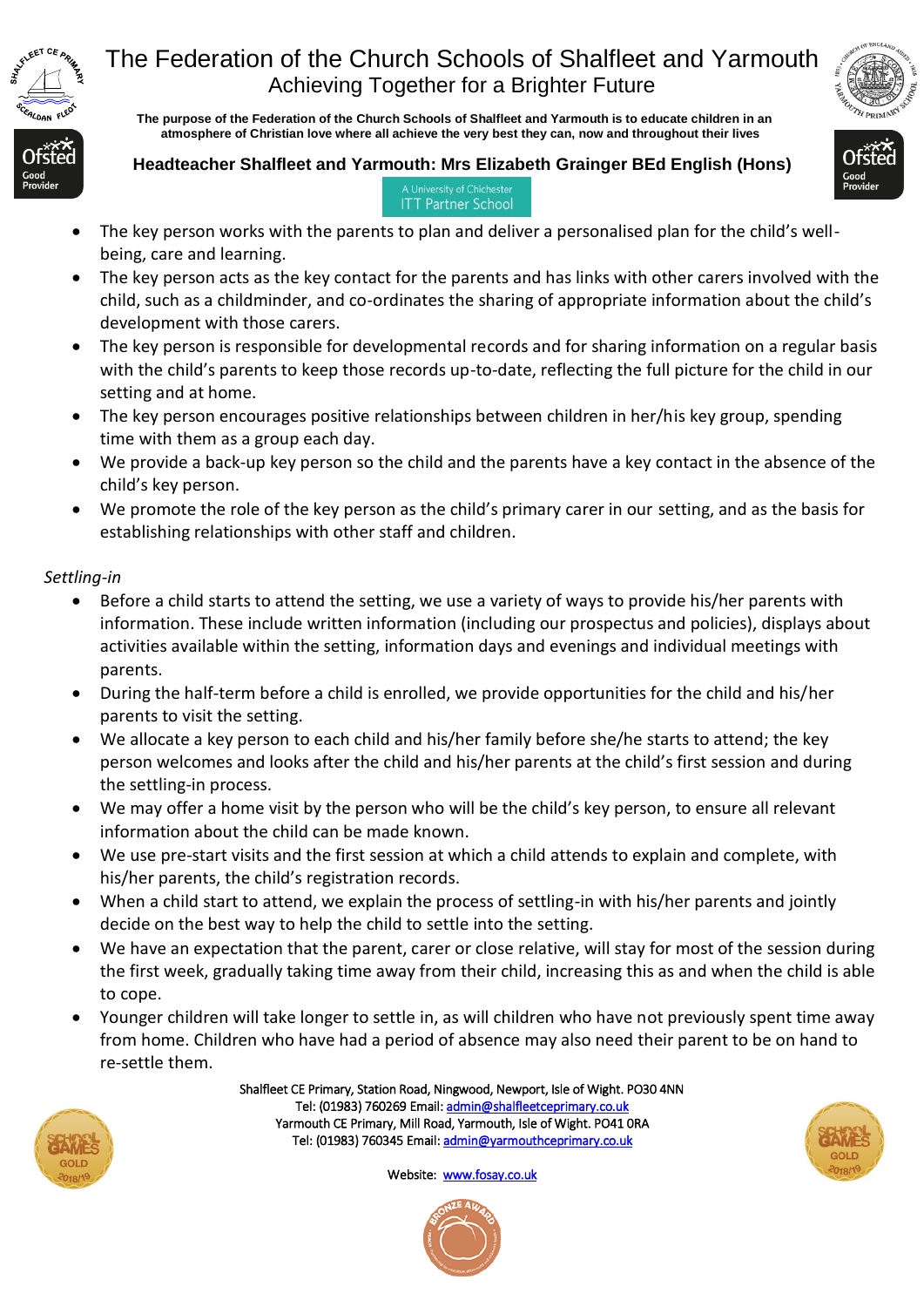- The key person works with the parents to plan and deliver a personalised plan for the child's well-being, care and learning.
- The key person acts as the key contact for the parents and has links with other carers involved with the child, such as a childminder, and co-ordinates the sharing of appropriate information about the child's development with those carers.
- The key person is responsible for developmental records and for sharing information on a regular basis with the child's parents to keep those records up-to-date, reflecting the full picture for the child in our setting and at home.
- The key person encourages positive relationships between children in her/his key group, spending time with them as a group each day.
- We provide a back-up key person so the child and the parents have a key contact in the absence of the child's key person.
- We promote the role of the key person as the child's primary carer in our setting, and as the basis for establishing relationships with other staff and children.

*Settling-in*

- Before a child starts to attend the setting, we use a variety of ways to provide his/her parents with information. These include written information (including our prospectus and policies), displays about activities available within the setting, information days and evenings and individual meetings with parents.
- During the half-term before a child is enrolled, we provide opportunities for the child and his/her parents to visit the setting.
- We allocate a key person to each child and his/her family before she/he starts to attend; the key person welcomes and looks after the child and his/her parents at the child's first session and during the settling-in process.
- We may offer a home visit by the person who will be the child's key person, to ensure all relevant information about the child can be made known.
- We use pre-start visits and the first session at which a child attends to explain and complete, with his/her parents, the child's registration records.
- When a child start to attend, we explain the process of settling-in with his/her parents and jointly decide on the best way to help the child to settle into the setting.
- We have an expectation that the parent, carer or close relative, will stay for most of the session during the first week, gradually taking time away from their child, increasing this as and when the child is able to cope.
- Younger children will take longer to settle in, as will children who have not previously spent time away from home. Children who have had a period of absence may also need their parent to be on hand to re-settle them.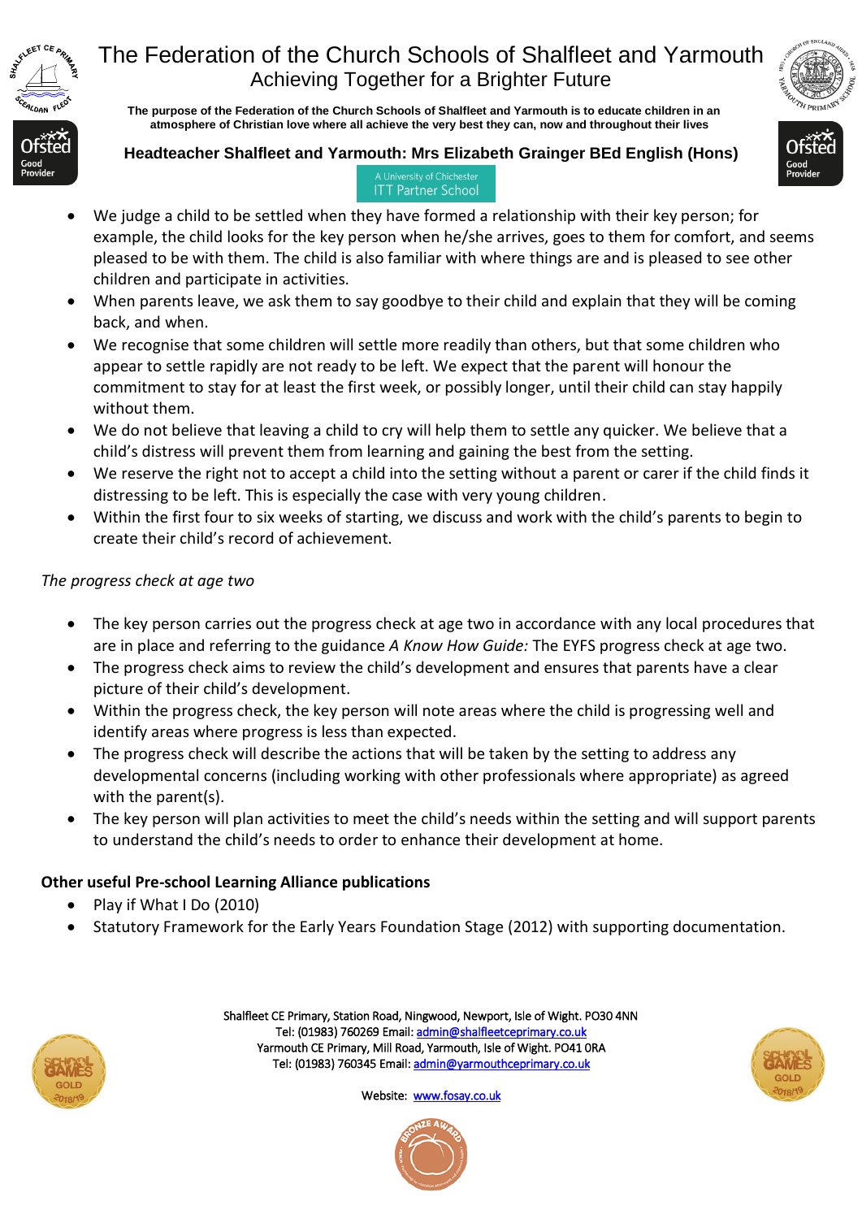- We judge a child to be settled when they have formed a relationship with their key person; for example, the child looks for the key person when he/she arrives, goes to them for comfort, and seems pleased to be with them. The child is also familiar with where things are and is pleased to see other children and participate in activities.
- When parents leave, we ask them to say goodbye to their child and explain that they will be coming back, and when.
- We recognise that some children will settle more readily than others, but that some children who appear to settle rapidly are not ready to be left. We expect that the parent will honour the commitment to stay for at least the first week, or possibly longer, until their child can stay happily without them.
- We do not believe that leaving a child to cry will help them to settle any quicker. We believe that a child's distress will prevent them from learning and gaining the best from the setting.
- We reserve the right not to accept a child into the setting without a parent or carer if the child finds it distressing to be left. This is especially the case with very young children.
- Within the first four to six weeks of starting, we discuss and work with the child's parents to begin to create their child's record of achievement.

*The progress check at age two*

- The key person carries out the progress check at age two in accordance with any local procedures that are in place and referring to the guidance *A Know How Guide:* The EYFS progress check at age two.
- The progress check aims to review the child's development and ensures that parents have a clear picture of their child's development.
- Within the progress check, the key person will note areas where the child is progressing well and identify areas where progress is less than expected.
- The progress check will describe the actions that will be taken by the setting to address any developmental concerns (including working with other professionals where appropriate) as agreed with the parent(s).
- The key person will plan activities to meet the child's needs within the setting and will support parents to understand the child's needs to order to enhance their development at home.

**Other useful Pre-school Learning Alliance publications**

- Play if What I Do (2010)
- Statutory Framework for the Early Years Foundation Stage (2012) with supporting documentation.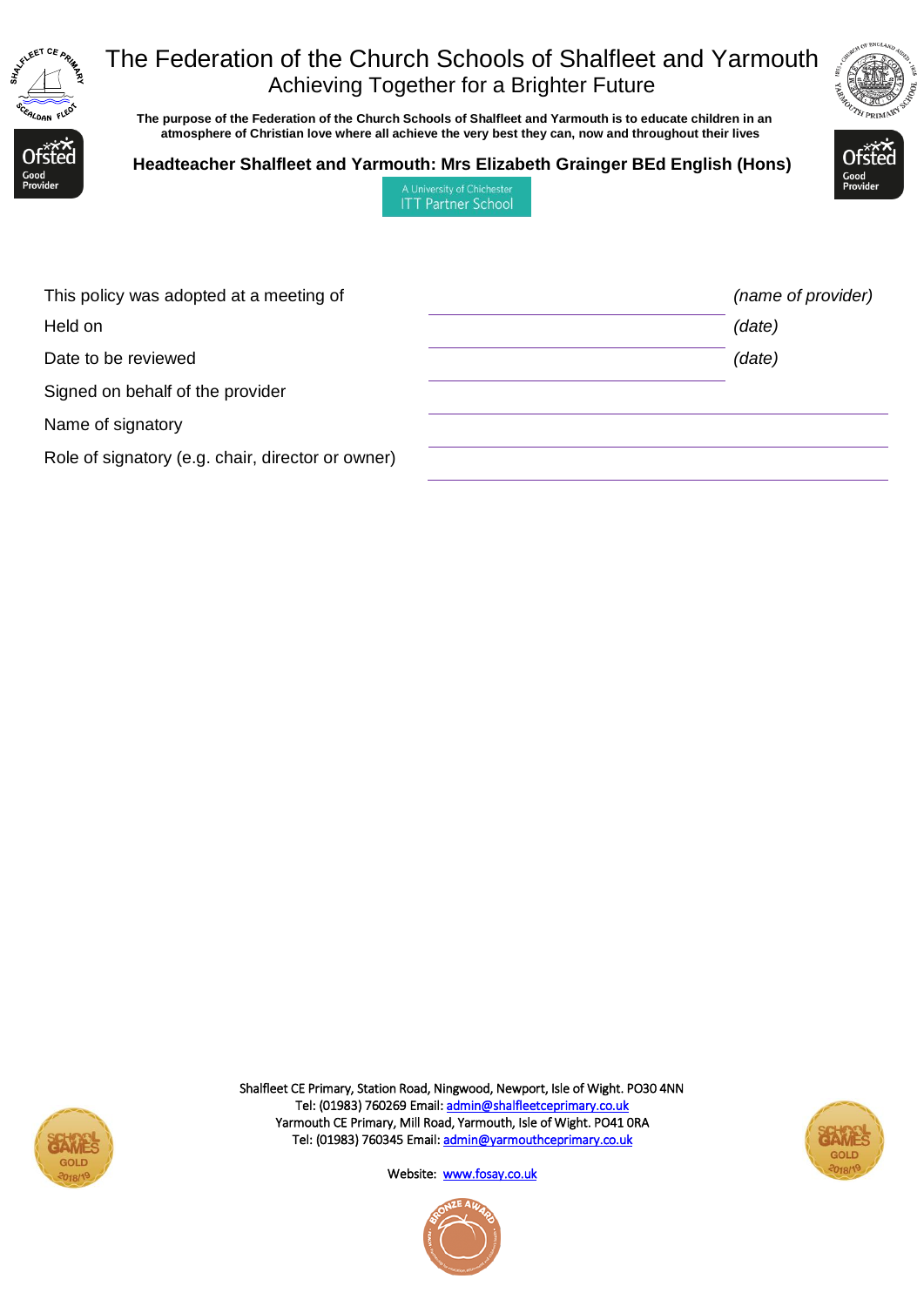# The Federation of the Church Schools of Shalfleet and Yarmouth

Achieving Together for a Brighter Future

**The purpose of the Federation of the Church Schools of Shalfleet and Yarmouth is to educate children in an atmosphere of Christian love where all achieve the very best they can, now and throughout their lives**

**Headteacher Shalfleet and Yarmouth: Mrs Elizabeth Grainger BEd English (Hons)**

A University of Chichester ITT Partner School

| | | |
|---|---|---|
| This policy was adopted at a meeting of | ______________________ | *(name of provider)* |
| Held on | ______________________ | *(date)* |
| Date to be reviewed | ______________________ | *(date)* |
| Signed on behalf of the provider | ______________________ | |
| Name of signatory | ______________________ | |
| Role of signatory (e.g. chair, director or owner) | ______________________ | |

Shalfleet CE Primary, Station Road, Ningwood, Newport, Isle of Wight. PO30 4NN
Tel: (01983) 760269 Email: admin@shalfleetceprimary.co.uk
Yarmouth CE Primary, Mill Road, Yarmouth, Isle of Wight. PO41 0RA
Tel: (01983) 760345 Email: admin@yarmouthceprimary.co.uk

Website: www.fosay.co.uk